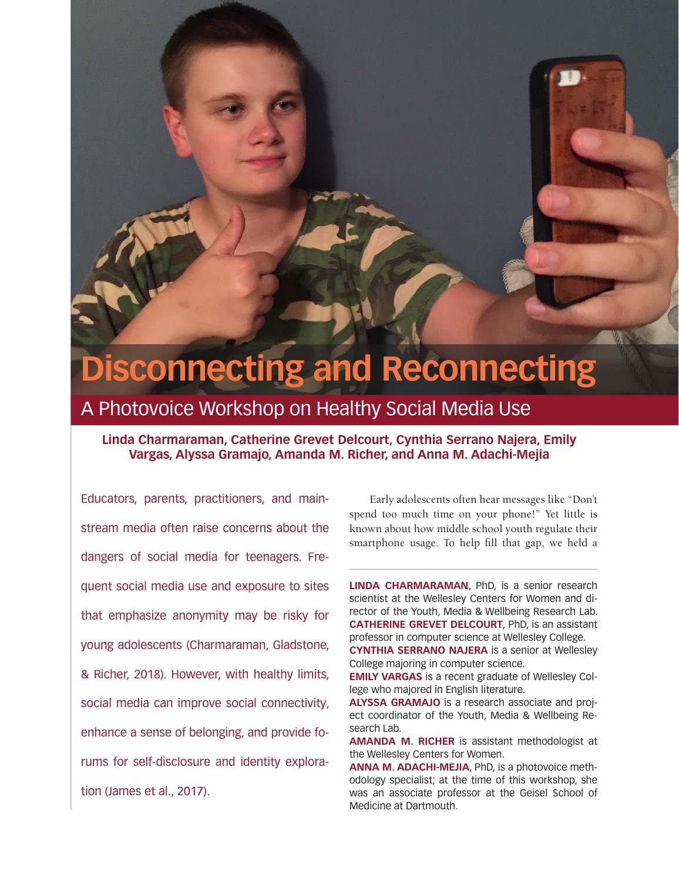# Disconnecting and Reconnecting

## A Photovoice Workshop on Healthy Social Media Use

**Linda Charmaraman, Catherine Grevet Delcourt, Cynthia Serrano Najera, Emily Vargas, Alyssa Gramajo, Amanda M. Richer, and Anna M. Adachi-Mejia**

Educators, parents, practitioners, and mainstream media often raise concerns about the dangers of social media for teenagers. Frequent social media use and exposure to sites that emphasize anonymity may be risky for young adolescents (Charmaraman, Gladstone, & Richer, 2018). However, with healthy limits, social media can improve social connectivity, enhance a sense of belonging, and provide forums for self-disclosure and identity exploration (James et al., 2017).

Early adolescents often hear messages like "Don't spend too much time on your phone!" Yet little is known about how middle school youth regulate their smartphone usage. To help fill that gap, we held a

---

**LINDA CHARMARAMAN**, PhD, is a senior research scientist at the Wellesley Centers for Women and director of the Youth, Media & Wellbeing Research Lab.
**CATHERINE GREVET DELCOURT**, PhD, is an assistant professor in computer science at Wellesley College.
**CYNTHIA SERRANO NAJERA** is a senior at Wellesley College majoring in computer science.
**EMILY VARGAS** is a recent graduate of Wellesley College who majored in English literature.
**ALYSSA GRAMAJO** is a research associate and project coordinator of the Youth, Media & Wellbeing Research Lab.
**AMANDA M. RICHER** is assistant methodologist at the Wellesley Centers for Women.
**ANNA M. ADACHI-MEJIA**, PhD, is a photovoice methodology specialist; at the time of this workshop, she was an associate professor at the Geisel School of Medicine at Dartmouth.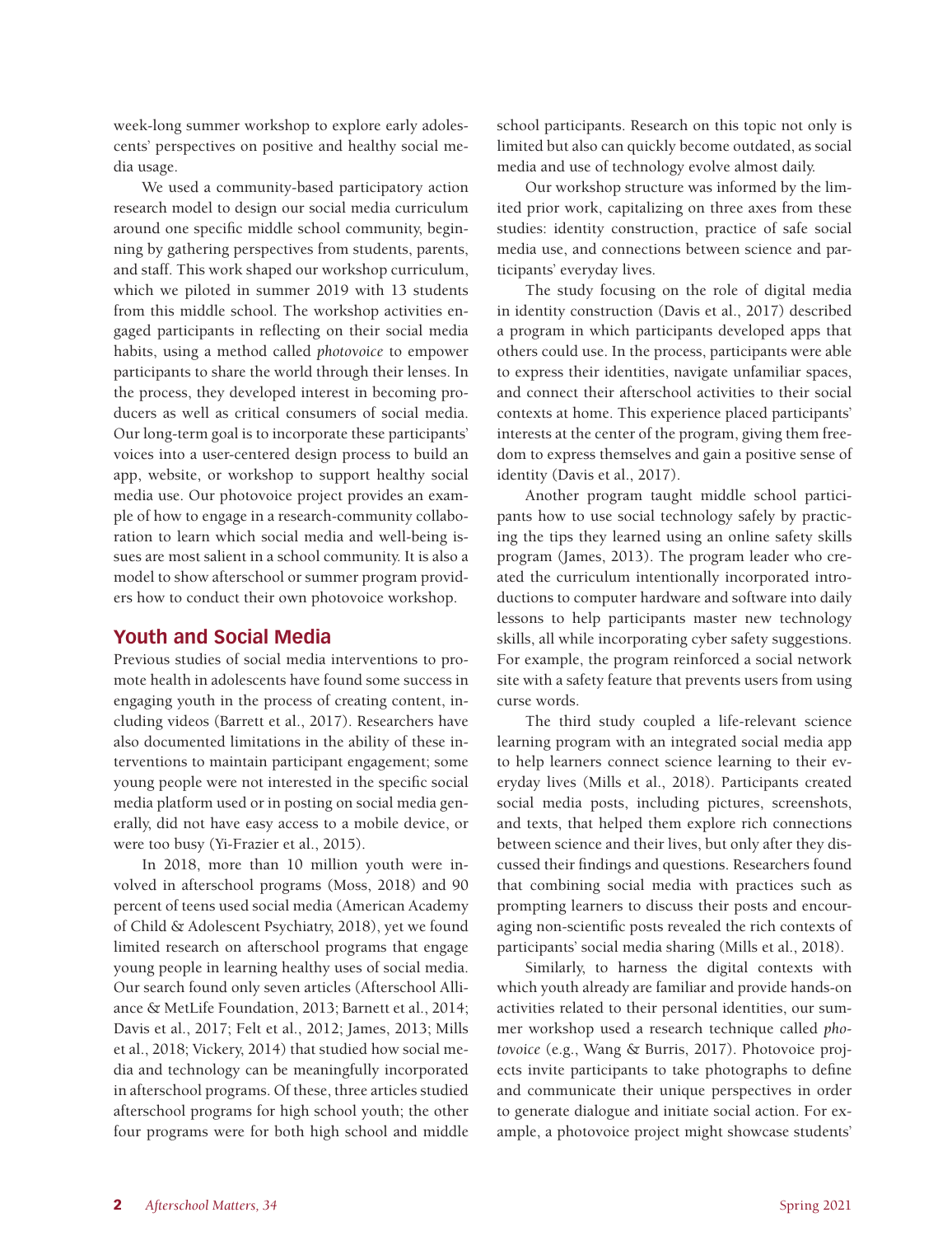week-long summer workshop to explore early adolescents' perspectives on positive and healthy social media usage.

We used a community-based participatory action research model to design our social media curriculum around one specific middle school community, beginning by gathering perspectives from students, parents, and staff. This work shaped our workshop curriculum, which we piloted in summer 2019 with 13 students from this middle school. The workshop activities engaged participants in reflecting on their social media habits, using a method called *photovoice* to empower participants to share the world through their lenses. In the process, they developed interest in becoming producers as well as critical consumers of social media. Our long-term goal is to incorporate these participants' voices into a user-centered design process to build an app, website, or workshop to support healthy social media use. Our photovoice project provides an example of how to engage in a research-community collaboration to learn which social media and well-being issues are most salient in a school community. It is also a model to show afterschool or summer program providers how to conduct their own photovoice workshop.

## Youth and Social Media

Previous studies of social media interventions to promote health in adolescents have found some success in engaging youth in the process of creating content, including videos (Barrett et al., 2017). Researchers have also documented limitations in the ability of these interventions to maintain participant engagement; some young people were not interested in the specific social media platform used or in posting on social media generally, did not have easy access to a mobile device, or were too busy (Yi-Frazier et al., 2015).

In 2018, more than 10 million youth were involved in afterschool programs (Moss, 2018) and 90 percent of teens used social media (American Academy of Child & Adolescent Psychiatry, 2018), yet we found limited research on afterschool programs that engage young people in learning healthy uses of social media. Our search found only seven articles (Afterschool Alliance & MetLife Foundation, 2013; Barnett et al., 2014; Davis et al., 2017; Felt et al., 2012; James, 2013; Mills et al., 2018; Vickery, 2014) that studied how social media and technology can be meaningfully incorporated in afterschool programs. Of these, three articles studied afterschool programs for high school youth; the other four programs were for both high school and middle school participants. Research on this topic not only is limited but also can quickly become outdated, as social media and use of technology evolve almost daily.

Our workshop structure was informed by the limited prior work, capitalizing on three axes from these studies: identity construction, practice of safe social media use, and connections between science and participants' everyday lives.

The study focusing on the role of digital media in identity construction (Davis et al., 2017) described a program in which participants developed apps that others could use. In the process, participants were able to express their identities, navigate unfamiliar spaces, and connect their afterschool activities to their social contexts at home. This experience placed participants' interests at the center of the program, giving them freedom to express themselves and gain a positive sense of identity (Davis et al., 2017).

Another program taught middle school participants how to use social technology safely by practicing the tips they learned using an online safety skills program (James, 2013). The program leader who created the curriculum intentionally incorporated introductions to computer hardware and software into daily lessons to help participants master new technology skills, all while incorporating cyber safety suggestions. For example, the program reinforced a social network site with a safety feature that prevents users from using curse words.

The third study coupled a life-relevant science learning program with an integrated social media app to help learners connect science learning to their everyday lives (Mills et al., 2018). Participants created social media posts, including pictures, screenshots, and texts, that helped them explore rich connections between science and their lives, but only after they discussed their findings and questions. Researchers found that combining social media with practices such as prompting learners to discuss their posts and encouraging non-scientific posts revealed the rich contexts of participants' social media sharing (Mills et al., 2018).

Similarly, to harness the digital contexts with which youth already are familiar and provide hands-on activities related to their personal identities, our summer workshop used a research technique called *photovoice* (e.g., Wang & Burris, 2017). Photovoice projects invite participants to take photographs to define and communicate their unique perspectives in order to generate dialogue and initiate social action. For example, a photovoice project might showcase students'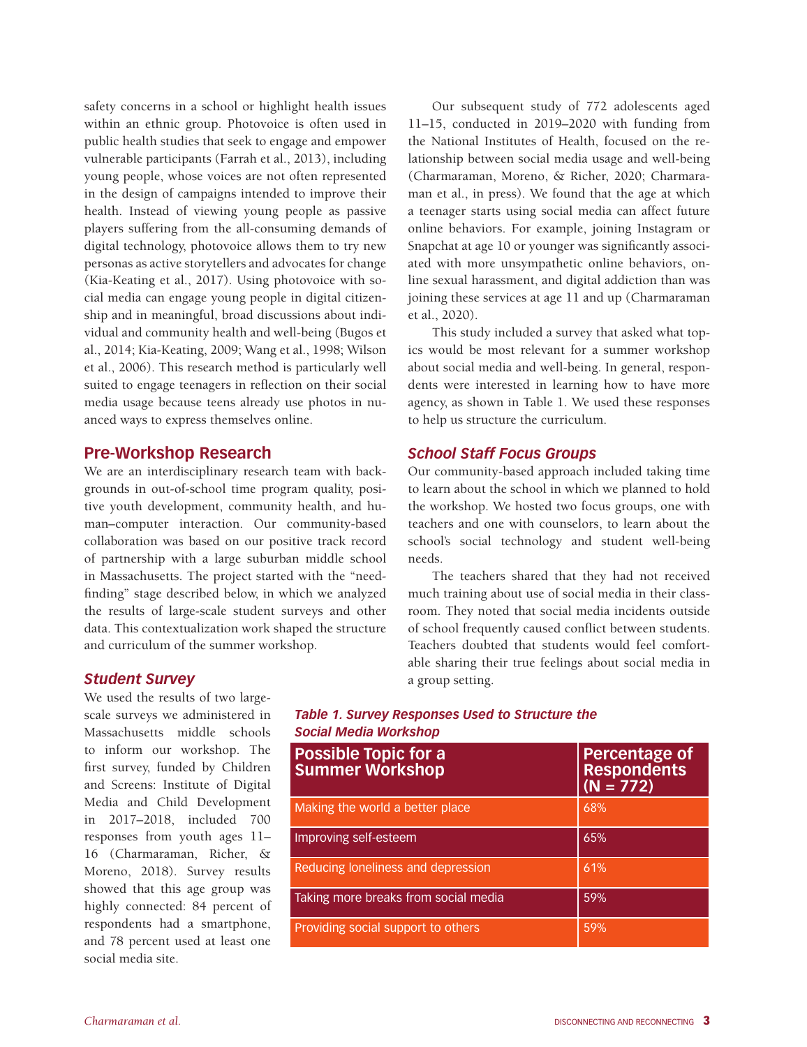safety concerns in a school or highlight health issues within an ethnic group. Photovoice is often used in public health studies that seek to engage and empower vulnerable participants (Farrah et al., 2013), including young people, whose voices are not often represented in the design of campaigns intended to improve their health. Instead of viewing young people as passive players suffering from the all-consuming demands of digital technology, photovoice allows them to try new personas as active storytellers and advocates for change (Kia-Keating et al., 2017). Using photovoice with social media can engage young people in digital citizenship and in meaningful, broad discussions about individual and community health and well-being (Bugos et al., 2014; Kia-Keating, 2009; Wang et al., 1998; Wilson et al., 2006). This research method is particularly well suited to engage teenagers in reflection on their social media usage because teens already use photos in nuanced ways to express themselves online.

## Pre-Workshop Research

We are an interdisciplinary research team with backgrounds in out-of-school time program quality, positive youth development, community health, and human–computer interaction. Our community-based collaboration was based on our positive track record of partnership with a large suburban middle school in Massachusetts. The project started with the "need-finding" stage described below, in which we analyzed the results of large-scale student surveys and other data. This contextualization work shaped the structure and curriculum of the summer workshop.

### *Student Survey*

We used the results of two large-scale surveys we administered in Massachusetts middle schools to inform our workshop. The first survey, funded by Children and Screens: Institute of Digital Media and Child Development in 2017–2018, included 700 responses from youth ages 11–16 (Charmaraman, Richer, & Moreno, 2018). Survey results showed that this age group was highly connected: 84 percent of respondents had a smartphone, and 78 percent used at least one social media site.

Our subsequent study of 772 adolescents aged 11–15, conducted in 2019–2020 with funding from the National Institutes of Health, focused on the relationship between social media usage and well-being (Charmaraman, Moreno, & Richer, 2020; Charmaraman et al., in press). We found that the age at which a teenager starts using social media can affect future online behaviors. For example, joining Instagram or Snapchat at age 10 or younger was significantly associated with more unsympathetic online behaviors, online sexual harassment, and digital addiction than was joining these services at age 11 and up (Charmaraman et al., 2020).

This study included a survey that asked what topics would be most relevant for a summer workshop about social media and well-being. In general, respondents were interested in learning how to have more agency, as shown in Table 1. We used these responses to help us structure the curriculum.

***Table 1. Survey Responses Used to Structure the Social Media Workshop***

| Possible Topic for a Summer Workshop | Percentage of Respondents (N = 772) |
|---|---|
| Making the world a better place | 68% |
| Improving self-esteem | 65% |
| Reducing loneliness and depression | 61% |
| Taking more breaks from social media | 59% |
| Providing social support to others | 59% |

### *School Staff Focus Groups*

Our community-based approach included taking time to learn about the school in which we planned to hold the workshop. We hosted two focus groups, one with teachers and one with counselors, to learn about the school's social technology and student well-being needs.

The teachers shared that they had not received much training about use of social media in their classroom. They noted that social media incidents outside of school frequently caused conflict between students. Teachers doubted that students would feel comfortable sharing their true feelings about social media in a group setting.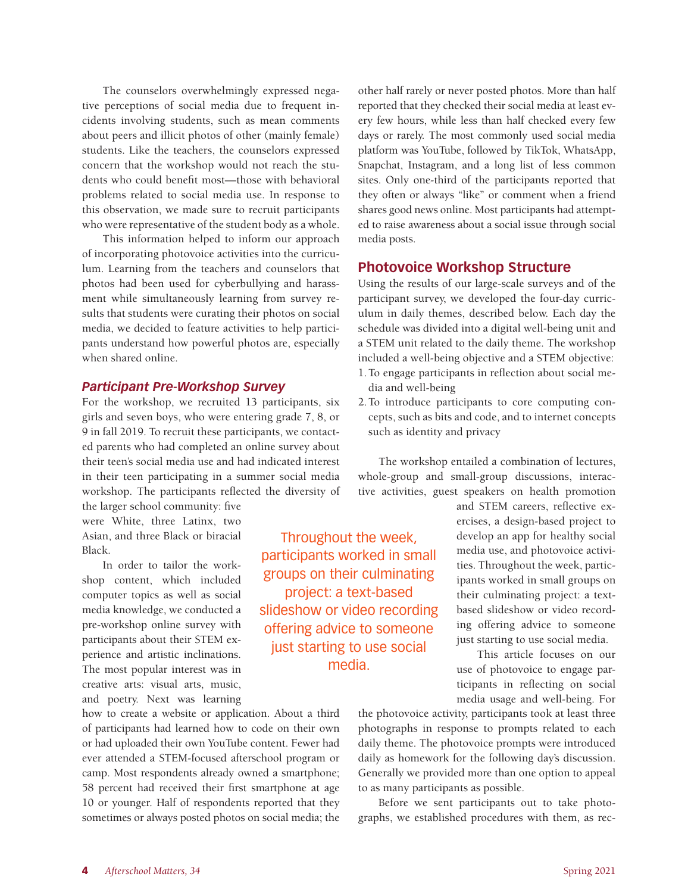The counselors overwhelmingly expressed negative perceptions of social media due to frequent incidents involving students, such as mean comments about peers and illicit photos of other (mainly female) students. Like the teachers, the counselors expressed concern that the workshop would not reach the students who could benefit most—those with behavioral problems related to social media use. In response to this observation, we made sure to recruit participants who were representative of the student body as a whole.

This information helped to inform our approach of incorporating photovoice activities into the curriculum. Learning from the teachers and counselors that photos had been used for cyberbullying and harassment while simultaneously learning from survey results that students were curating their photos on social media, we decided to feature activities to help participants understand how powerful photos are, especially when shared online.

### *Participant Pre-Workshop Survey*

For the workshop, we recruited 13 participants, six girls and seven boys, who were entering grade 7, 8, or 9 in fall 2019. To recruit these participants, we contacted parents who had completed an online survey about their teen's social media use and had indicated interest in their teen participating in a summer social media workshop. The participants reflected the diversity of the larger school community: five were White, three Latinx, two Asian, and three Black or biracial Black.

In order to tailor the workshop content, which included computer topics as well as social media knowledge, we conducted a pre-workshop online survey with participants about their STEM experience and artistic inclinations. The most popular interest was in creative arts: visual arts, music, and poetry. Next was learning how to create a website or application. About a third of participants had learned how to code on their own or had uploaded their own YouTube content. Fewer had ever attended a STEM-focused afterschool program or camp. Most respondents already owned a smartphone; 58 percent had received their first smartphone at age 10 or younger. Half of respondents reported that they sometimes or always posted photos on social media; the other half rarely or never posted photos. More than half reported that they checked their social media at least every few hours, while less than half checked every few days or rarely. The most commonly used social media platform was YouTube, followed by TikTok, WhatsApp, Snapchat, Instagram, and a long list of less common sites. Only one-third of the participants reported that they often or always "like" or comment when a friend shares good news online. Most participants had attempted to raise awareness about a social issue through social media posts.

## Photovoice Workshop Structure

Using the results of our large-scale surveys and of the participant survey, we developed the four-day curriculum in daily themes, described below. Each day the schedule was divided into a digital well-being unit and a STEM unit related to the daily theme. The workshop included a well-being objective and a STEM objective:

1. To engage participants in reflection about social media and well-being
2. To introduce participants to core computing concepts, such as bits and code, and to internet concepts such as identity and privacy

The workshop entailed a combination of lectures, whole-group and small-group discussions, interactive activities, guest speakers on health promotion and STEM careers, reflective exercises, a design-based project to develop an app for healthy social media use, and photovoice activities. Throughout the week, participants worked in small groups on their culminating project: a text-based slideshow or video recording offering advice to someone just starting to use social media.

> Throughout the week, participants worked in small groups on their culminating project: a text-based slideshow or video recording offering advice to someone just starting to use social media.

This article focuses on our use of photovoice to engage participants in reflecting on social media usage and well-being. For the photovoice activity, participants took at least three photographs in response to prompts related to each daily theme. The photovoice prompts were introduced daily as homework for the following day's discussion. Generally we provided more than one option to appeal to as many participants as possible.

Before we sent participants out to take photographs, we established procedures with them, as rec-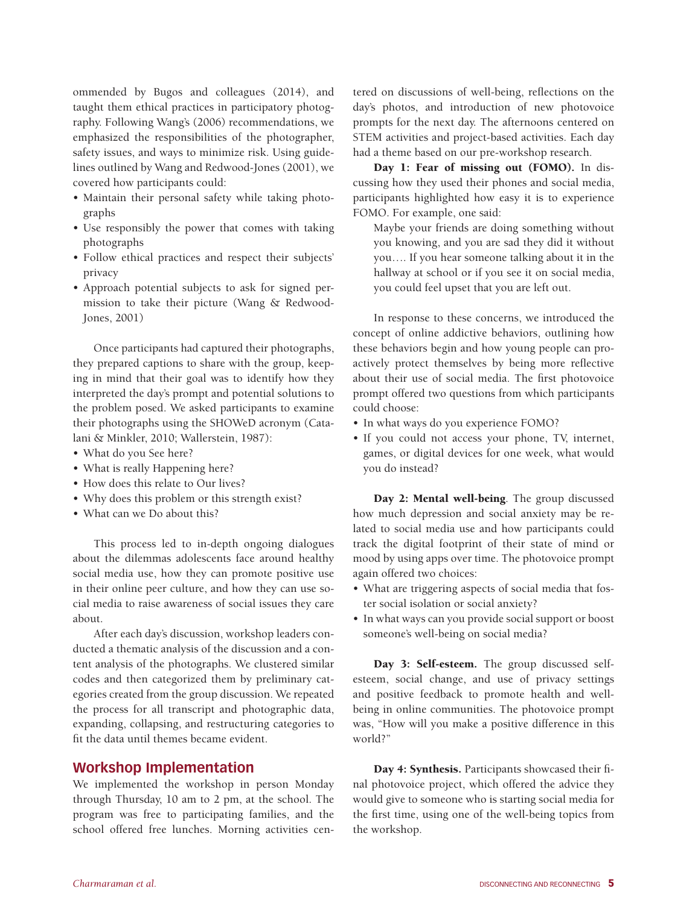ommended by Bugos and colleagues (2014), and taught them ethical practices in participatory photography. Following Wang's (2006) recommendations, we emphasized the responsibilities of the photographer, safety issues, and ways to minimize risk. Using guidelines outlined by Wang and Redwood-Jones (2001), we covered how participants could:

- Maintain their personal safety while taking photographs
- Use responsibly the power that comes with taking photographs
- Follow ethical practices and respect their subjects' privacy
- Approach potential subjects to ask for signed permission to take their picture (Wang & Redwood-Jones, 2001)

Once participants had captured their photographs, they prepared captions to share with the group, keeping in mind that their goal was to identify how they interpreted the day's prompt and potential solutions to the problem posed. We asked participants to examine their photographs using the SHOWeD acronym (Catalani & Minkler, 2010; Wallerstein, 1987):

- What do you See here?
- What is really Happening here?
- How does this relate to Our lives?
- Why does this problem or this strength exist?
- What can we Do about this?

This process led to in-depth ongoing dialogues about the dilemmas adolescents face around healthy social media use, how they can promote positive use in their online peer culture, and how they can use social media to raise awareness of social issues they care about.

After each day's discussion, workshop leaders conducted a thematic analysis of the discussion and a content analysis of the photographs. We clustered similar codes and then categorized them by preliminary categories created from the group discussion. We repeated the process for all transcript and photographic data, expanding, collapsing, and restructuring categories to fit the data until themes became evident.

## Workshop Implementation

We implemented the workshop in person Monday through Thursday, 10 am to 2 pm, at the school. The program was free to participating families, and the school offered free lunches. Morning activities centered on discussions of well-being, reflections on the day's photos, and introduction of new photovoice prompts for the next day. The afternoons centered on STEM activities and project-based activities. Each day had a theme based on our pre-workshop research.

**Day 1: Fear of missing out (FOMO).** In discussing how they used their phones and social media, participants highlighted how easy it is to experience FOMO. For example, one said:

> Maybe your friends are doing something without you knowing, and you are sad they did it without you…. If you hear someone talking about it in the hallway at school or if you see it on social media, you could feel upset that you are left out.

In response to these concerns, we introduced the concept of online addictive behaviors, outlining how these behaviors begin and how young people can proactively protect themselves by being more reflective about their use of social media. The first photovoice prompt offered two questions from which participants could choose:

- In what ways do you experience FOMO?
- If you could not access your phone, TV, internet, games, or digital devices for one week, what would you do instead?

**Day 2: Mental well-being**. The group discussed how much depression and social anxiety may be related to social media use and how participants could track the digital footprint of their state of mind or mood by using apps over time. The photovoice prompt again offered two choices:

- What are triggering aspects of social media that foster social isolation or social anxiety?
- In what ways can you provide social support or boost someone's well-being on social media?

**Day 3: Self-esteem.** The group discussed self-esteem, social change, and use of privacy settings and positive feedback to promote health and well-being in online communities. The photovoice prompt was, "How will you make a positive difference in this world?"

**Day 4: Synthesis.** Participants showcased their final photovoice project, which offered the advice they would give to someone who is starting social media for the first time, using one of the well-being topics from the workshop.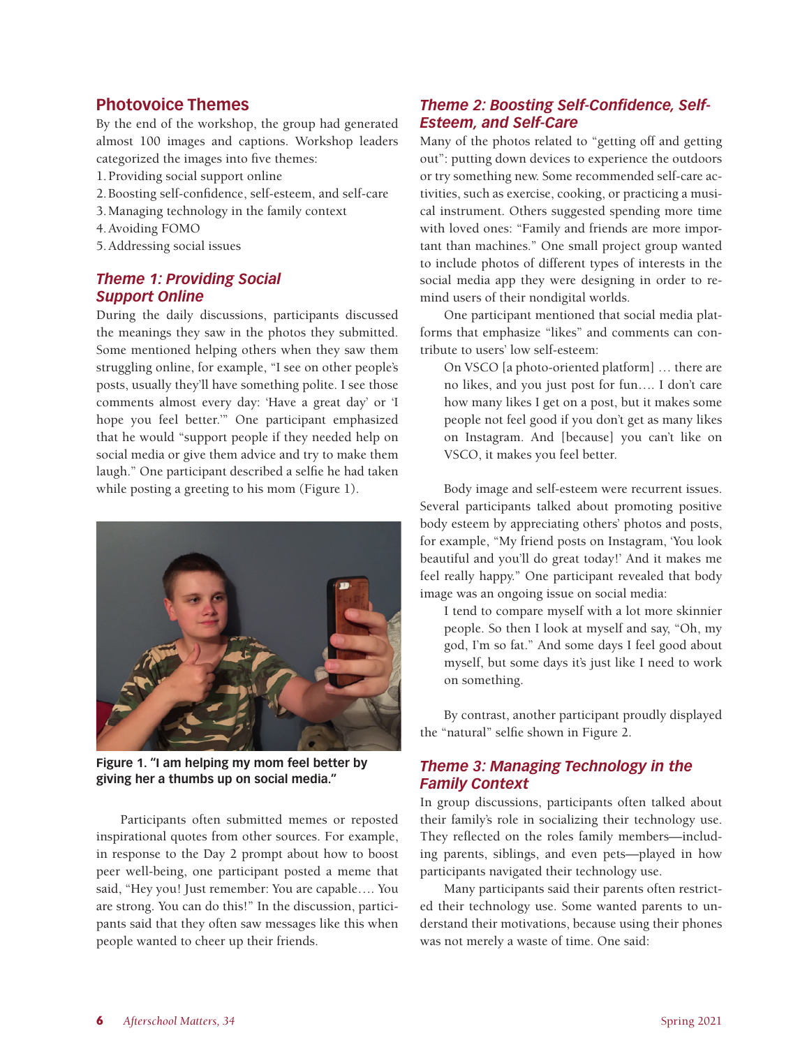## Photovoice Themes

By the end of the workshop, the group had generated almost 100 images and captions. Workshop leaders categorized the images into five themes:

1. Providing social support online
2. Boosting self-confidence, self-esteem, and self-care
3. Managing technology in the family context
4. Avoiding FOMO
5. Addressing social issues

### *Theme 1: Providing Social Support Online*

During the daily discussions, participants discussed the meanings they saw in the photos they submitted. Some mentioned helping others when they saw them struggling online, for example, "I see on other people's posts, usually they'll have something polite. I see those comments almost every day: 'Have a great day' or 'I hope you feel better.'" One participant emphasized that he would "support people if they needed help on social media or give them advice and try to make them laugh." One participant described a selfie he had taken while posting a greeting to his mom (Figure 1).

**Figure 1. "I am helping my mom feel better by giving her a thumbs up on social media."**

Participants often submitted memes or reposted inspirational quotes from other sources. For example, in response to the Day 2 prompt about how to boost peer well-being, one participant posted a meme that said, "Hey you! Just remember: You are capable…. You are strong. You can do this!" In the discussion, participants said that they often saw messages like this when people wanted to cheer up their friends.

### *Theme 2: Boosting Self-Confidence, Self-Esteem, and Self-Care*

Many of the photos related to "getting off and getting out": putting down devices to experience the outdoors or try something new. Some recommended self-care activities, such as exercise, cooking, or practicing a musical instrument. Others suggested spending more time with loved ones: "Family and friends are more important than machines." One small project group wanted to include photos of different types of interests in the social media app they were designing in order to remind users of their nondigital worlds.

One participant mentioned that social media platforms that emphasize "likes" and comments can contribute to users' low self-esteem:

> On VSCO [a photo-oriented platform] … there are no likes, and you just post for fun…. I don't care how many likes I get on a post, but it makes some people not feel good if you don't get as many likes on Instagram. And [because] you can't like on VSCO, it makes you feel better.

Body image and self-esteem were recurrent issues. Several participants talked about promoting positive body esteem by appreciating others' photos and posts, for example, "My friend posts on Instagram, 'You look beautiful and you'll do great today!' And it makes me feel really happy." One participant revealed that body image was an ongoing issue on social media:

> I tend to compare myself with a lot more skinnier people. So then I look at myself and say, "Oh, my god, I'm so fat." And some days I feel good about myself, but some days it's just like I need to work on something.

By contrast, another participant proudly displayed the "natural" selfie shown in Figure 2.

### *Theme 3: Managing Technology in the Family Context*

In group discussions, participants often talked about their family's role in socializing their technology use. They reflected on the roles family members—including parents, siblings, and even pets—played in how participants navigated their technology use.

Many participants said their parents often restricted their technology use. Some wanted parents to understand their motivations, because using their phones was not merely a waste of time. One said: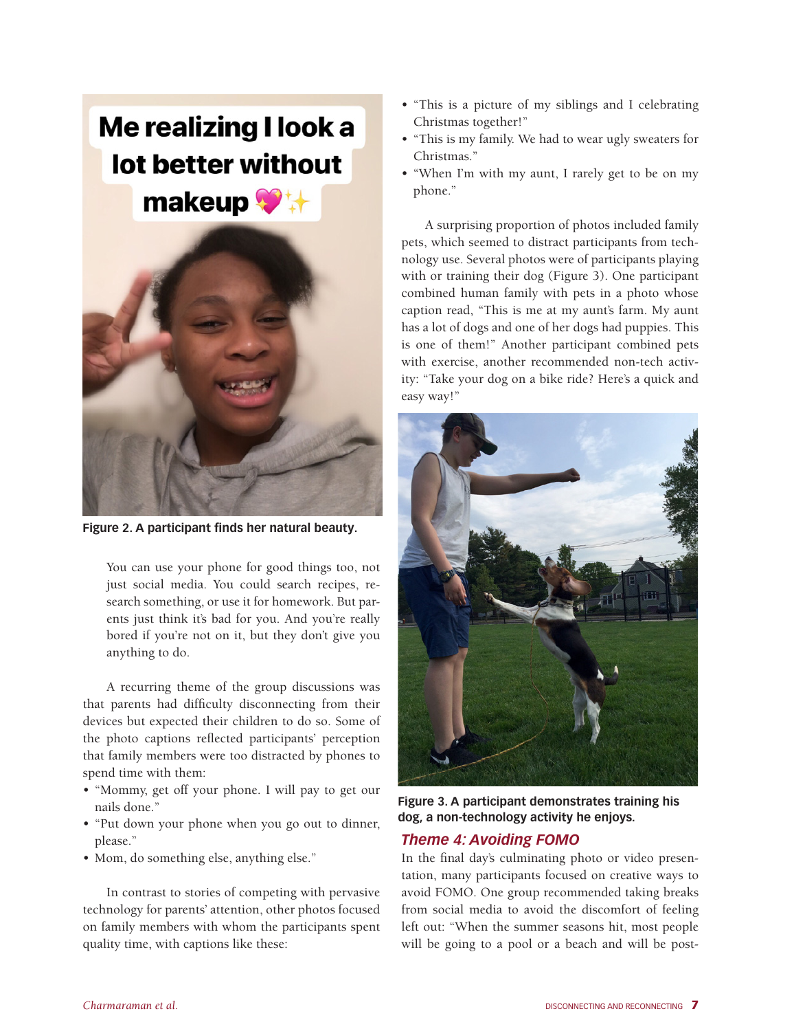Figure 2. A participant finds her natural beauty.

> You can use your phone for good things too, not just social media. You could search recipes, research something, or use it for homework. But parents just think it's bad for you. And you're really bored if you're not on it, but they don't give you anything to do.

A recurring theme of the group discussions was that parents had difficulty disconnecting from their devices but expected their children to do so. Some of the photo captions reflected participants' perception that family members were too distracted by phones to spend time with them:

- "Mommy, get off your phone. I will pay to get our nails done."
- "Put down your phone when you go out to dinner, please."
- Mom, do something else, anything else."

In contrast to stories of competing with pervasive technology for parents' attention, other photos focused on family members with whom the participants spent quality time, with captions like these:

- "This is a picture of my siblings and I celebrating Christmas together!"
- "This is my family. We had to wear ugly sweaters for Christmas."
- "When I'm with my aunt, I rarely get to be on my phone."

A surprising proportion of photos included family pets, which seemed to distract participants from technology use. Several photos were of participants playing with or training their dog (Figure 3). One participant combined human family with pets in a photo whose caption read, "This is me at my aunt's farm. My aunt has a lot of dogs and one of her dogs had puppies. This is one of them!" Another participant combined pets with exercise, another recommended non-tech activity: "Take your dog on a bike ride? Here's a quick and easy way!"

Figure 3. A participant demonstrates training his dog, a non-technology activity he enjoys.

### *Theme 4: Avoiding FOMO*

In the final day's culminating photo or video presentation, many participants focused on creative ways to avoid FOMO. One group recommended taking breaks from social media to avoid the discomfort of feeling left out: "When the summer seasons hit, most people will be going to a pool or a beach and will be post-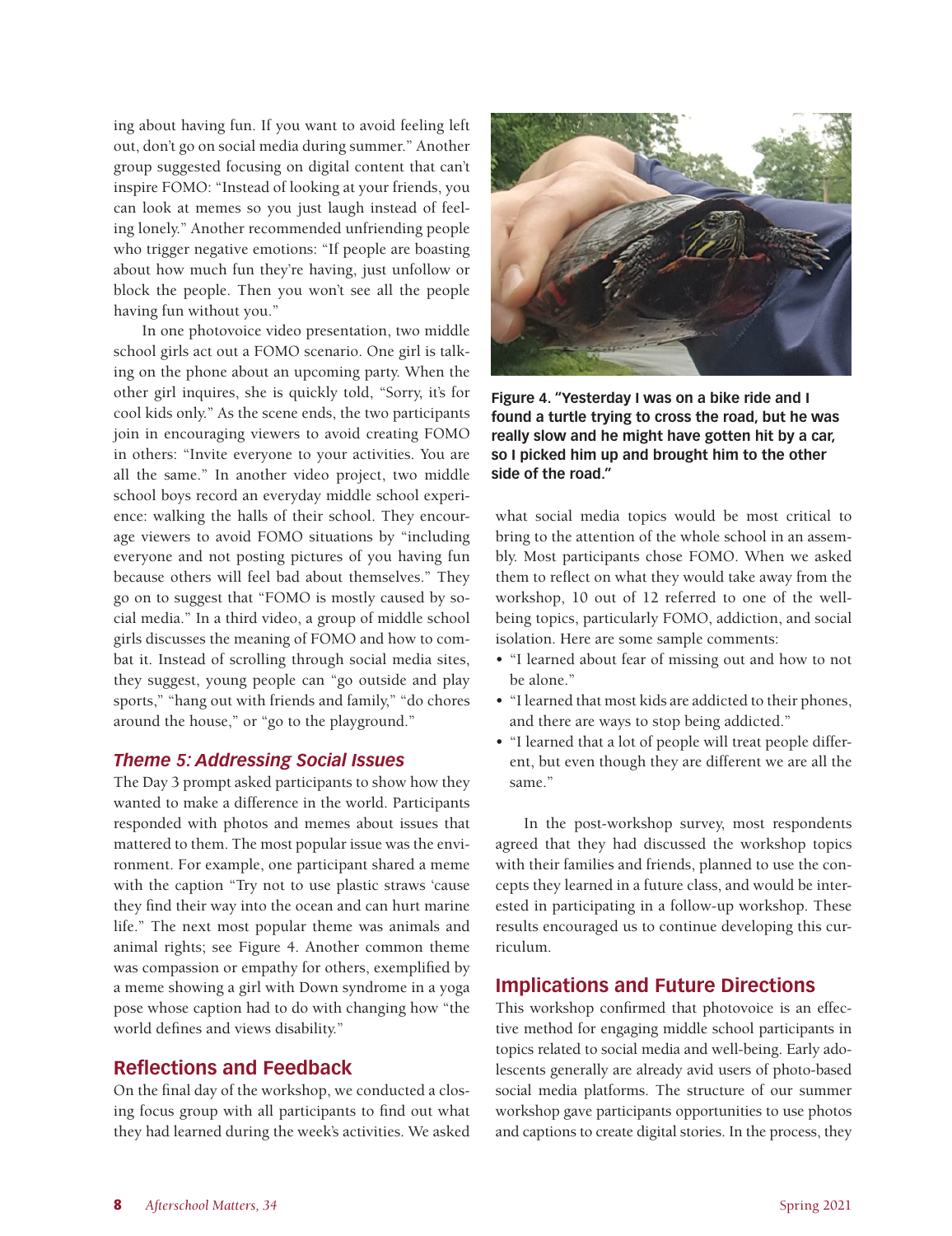ing about having fun. If you want to avoid feeling left out, don't go on social media during summer." Another group suggested focusing on digital content that can't inspire FOMO: "Instead of looking at your friends, you can look at memes so you just laugh instead of feeling lonely." Another recommended unfriending people who trigger negative emotions: "If people are boasting about how much fun they're having, just unfollow or block the people. Then you won't see all the people having fun without you."

In one photovoice video presentation, two middle school girls act out a FOMO scenario. One girl is talking on the phone about an upcoming party. When the other girl inquires, she is quickly told, "Sorry, it's for cool kids only." As the scene ends, the two participants join in encouraging viewers to avoid creating FOMO in others: "Invite everyone to your activities. You are all the same." In another video project, two middle school boys record an everyday middle school experience: walking the halls of their school. They encourage viewers to avoid FOMO situations by "including everyone and not posting pictures of you having fun because others will feel bad about themselves." They go on to suggest that "FOMO is mostly caused by social media." In a third video, a group of middle school girls discusses the meaning of FOMO and how to combat it. Instead of scrolling through social media sites, they suggest, young people can "go outside and play sports," "hang out with friends and family," "do chores around the house," or "go to the playground."

### *Theme 5: Addressing Social Issues*

The Day 3 prompt asked participants to show how they wanted to make a difference in the world. Participants responded with photos and memes about issues that mattered to them. The most popular issue was the environment. For example, one participant shared a meme with the caption "Try not to use plastic straws 'cause they find their way into the ocean and can hurt marine life." The next most popular theme was animals and animal rights; see Figure 4. Another common theme was compassion or empathy for others, exemplified by a meme showing a girl with Down syndrome in a yoga pose whose caption had to do with changing how "the world defines and views disability."

**Figure 4. "Yesterday I was on a bike ride and I found a turtle trying to cross the road, but he was really slow and he might have gotten hit by a car, so I picked him up and brought him to the other side of the road."**

## Reflections and Feedback

On the final day of the workshop, we conducted a closing focus group with all participants to find out what they had learned during the week's activities. We asked what social media topics would be most critical to bring to the attention of the whole school in an assembly. Most participants chose FOMO. When we asked them to reflect on what they would take away from the workshop, 10 out of 12 referred to one of the well-being topics, particularly FOMO, addiction, and social isolation. Here are some sample comments:

- "I learned about fear of missing out and how to not be alone."
- "I learned that most kids are addicted to their phones, and there are ways to stop being addicted."
- "I learned that a lot of people will treat people different, but even though they are different we are all the same."

In the post-workshop survey, most respondents agreed that they had discussed the workshop topics with their families and friends, planned to use the concepts they learned in a future class, and would be interested in participating in a follow-up workshop. These results encouraged us to continue developing this curriculum.

## Implications and Future Directions

This workshop confirmed that photovoice is an effective method for engaging middle school participants in topics related to social media and well-being. Early adolescents generally are already avid users of photo-based social media platforms. The structure of our summer workshop gave participants opportunities to use photos and captions to create digital stories. In the process, they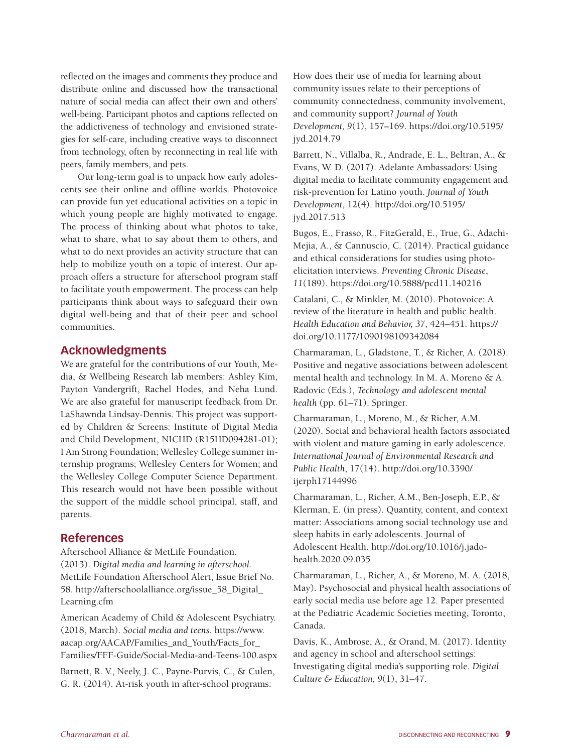reflected on the images and comments they produce and distribute online and discussed how the transactional nature of social media can affect their own and others' well-being. Participant photos and captions reflected on the addictiveness of technology and envisioned strategies for self-care, including creative ways to disconnect from technology, often by reconnecting in real life with peers, family members, and pets.

Our long-term goal is to unpack how early adolescents see their online and offline worlds. Photovoice can provide fun yet educational activities on a topic in which young people are highly motivated to engage. The process of thinking about what photos to take, what to share, what to say about them to others, and what to do next provides an activity structure that can help to mobilize youth on a topic of interest. Our approach offers a structure for afterschool program staff to facilitate youth empowerment. The process can help participants think about ways to safeguard their own digital well-being and that of their peer and school communities.

## Acknowledgments

We are grateful for the contributions of our Youth, Media, & Wellbeing Research lab members: Ashley Kim, Payton Vandergrift, Rachel Hodes, and Neha Lund. We are also grateful for manuscript feedback from Dr. LaShawnda Lindsay-Dennis. This project was supported by Children & Screens: Institute of Digital Media and Child Development, NICHD (R15HD094281-01); I Am Strong Foundation; Wellesley College summer internship programs; Wellesley Centers for Women; and the Wellesley College Computer Science Department. This research would not have been possible without the support of the middle school principal, staff, and parents.

## References

Afterschool Alliance & MetLife Foundation. (2013). *Digital media and learning in afterschool.* MetLife Foundation Afterschool Alert, Issue Brief No. 58. http://afterschoolalliance.org/issue_58_Digital_Learning.cfm

American Academy of Child & Adolescent Psychiatry. (2018, March). *Social media and teens.* https://www.aacap.org/AACAP/Families_and_Youth/Facts_for_Families/FFF-Guide/Social-Media-and-Teens-100.aspx

Barnett, R. V., Neely, J. C., Payne-Purvis, C., & Culen, G. R. (2014). At-risk youth in after-school programs: How does their use of media for learning about community issues relate to their perceptions of community connectedness, community involvement, and community support? *Journal of Youth Development, 9*(1), 157–169. https://doi.org/10.5195/jyd.2014.79

Barrett, N., Villalba, R., Andrade, E. L., Beltran, A., & Evans, W. D. (2017). Adelante Ambassadors: Using digital media to facilitate community engagement and risk-prevention for Latino youth. *Journal of Youth Development*, 12(4). http://doi.org/10.5195/jyd.2017.513

Bugos, E., Frasso, R., FitzGerald, E., True, G., Adachi-Mejia, A., & Cannuscio, C. (2014). Practical guidance and ethical considerations for studies using photo-elicitation interviews. *Preventing Chronic Disease, 11*(189). https://doi.org/10.5888/pcd11.140216

Catalani, C., & Minkler, M. (2010). Photovoice: A review of the literature in health and public health. *Health Education and Behavior, 37*, 424–451. https://doi.org/10.1177/1090198109342084

Charmaraman, L., Gladstone, T., & Richer, A. (2018). Positive and negative associations between adolescent mental health and technology. In M. A. Moreno & A. Radovic (Eds.), *Technology and adolescent mental health* (pp. 61–71). Springer.

Charmaraman, L., Moreno, M., & Richer, A.M. (2020). Social and behavioral health factors associated with violent and mature gaming in early adolescence. *International Journal of Environmental Research and Public Health*, 17(14). http://doi.org/10.3390/ijerph17144996

Charmaraman, L., Richer, A.M., Ben-Joseph, E.P., & Klerman, E. (in press). Quantity, content, and context matter: Associations among social technology use and sleep habits in early adolescents. Journal of Adolescent Health. http://doi.org/10.1016/j.jadohealth.2020.09.035

Charmaraman, L., Richer, A., & Moreno, M. A. (2018, May). Psychosocial and physical health associations of early social media use before age 12. Paper presented at the Pediatric Academic Societies meeting, Toronto, Canada.

Davis, K., Ambrose, A., & Orand, M. (2017). Identity and agency in school and afterschool settings: Investigating digital media's supporting role. *Digital Culture & Education, 9*(1), 31–47.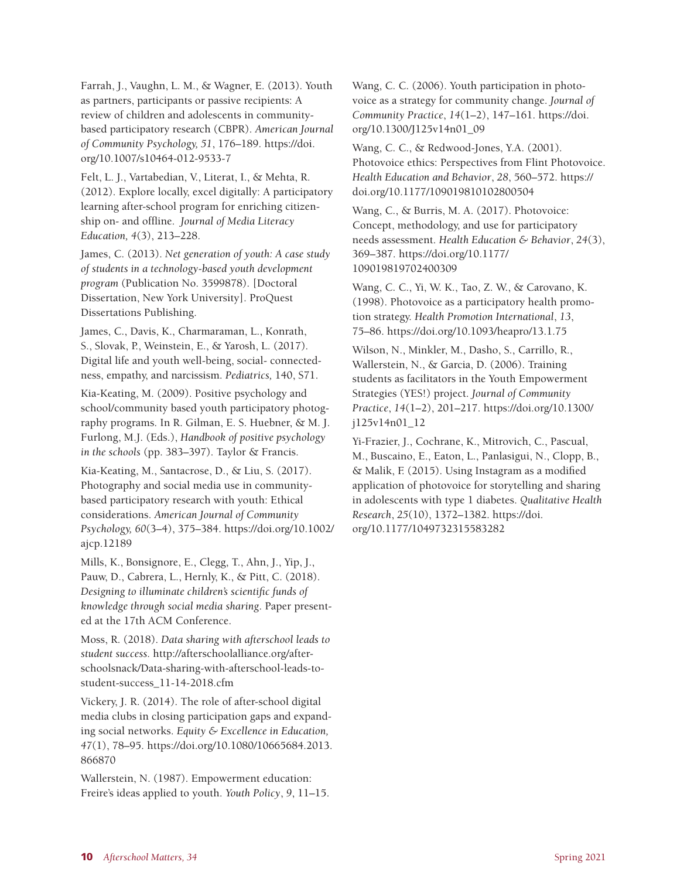Farrah, J., Vaughn, L. M., & Wagner, E. (2013). Youth as partners, participants or passive recipients: A review of children and adolescents in community-based participatory research (CBPR). *American Journal of Community Psychology, 51*, 176–189. https://doi.org/10.1007/s10464-012-9533-7

Felt, L. J., Vartabedian, V., Literat, I., & Mehta, R. (2012). Explore locally, excel digitally: A participatory learning after-school program for enriching citizenship on- and offline. *Journal of Media Literacy Education, 4*(3), 213–228.

James, C. (2013). *Net generation of youth: A case study of students in a technology-based youth development program* (Publication No. 3599878). [Doctoral Dissertation, New York University]. ProQuest Dissertations Publishing.

James, C., Davis, K., Charmaraman, L., Konrath, S., Slovak, P., Weinstein, E., & Yarosh, L. (2017). Digital life and youth well-being, social- connectedness, empathy, and narcissism. *Pediatrics,* 140, S71.

Kia-Keating, M. (2009). Positive psychology and school/community based youth participatory photography programs. In R. Gilman, E. S. Huebner, & M. J. Furlong, M.J. (Eds.), *Handbook of positive psychology in the schools* (pp. 383–397). Taylor & Francis.

Kia-Keating, M., Santacrose, D., & Liu, S. (2017). Photography and social media use in community-based participatory research with youth: Ethical considerations. *American Journal of Community Psychology, 60*(3–4), 375–384. https://doi.org/10.1002/ajcp.12189

Mills, K., Bonsignore, E., Clegg, T., Ahn, J., Yip, J., Pauw, D., Cabrera, L., Hernly, K., & Pitt, C. (2018). *Designing to illuminate children's scientific funds of knowledge through social media sharing.* Paper presented at the 17th ACM Conference.

Moss, R. (2018). *Data sharing with afterschool leads to student success.* http://afterschoolalliance.org/afterschoolsnack/Data-sharing-with-afterschool-leads-to-student-success_11-14-2018.cfm

Vickery, J. R. (2014). The role of after-school digital media clubs in closing participation gaps and expanding social networks. *Equity & Excellence in Education, 47*(1), 78–95. https://doi.org/10.1080/10665684.2013.866870

Wallerstein, N. (1987). Empowerment education: Freire's ideas applied to youth. *Youth Policy*, *9*, 11–15.

Wang, C. C. (2006). Youth participation in photovoice as a strategy for community change. *Journal of Community Practice*, *14*(1–2), 147–161. https://doi.org/10.1300/J125v14n01_09

Wang, C. C., & Redwood-Jones, Y.A. (2001). Photovoice ethics: Perspectives from Flint Photovoice. *Health Education and Behavior*, *28*, 560–572. https://doi.org/10.1177/109019810102800504

Wang, C., & Burris, M. A. (2017). Photovoice: Concept, methodology, and use for participatory needs assessment. *Health Education & Behavior*, *24*(3), 369–387. https://doi.org/10.1177/109019819702400309

Wang, C. C., Yi, W. K., Tao, Z. W., & Carovano, K. (1998). Photovoice as a participatory health promotion strategy. *Health Promotion International*, *13*, 75–86. https://doi.org/10.1093/heapro/13.1.75

Wilson, N., Minkler, M., Dasho, S., Carrillo, R., Wallerstein, N., & Garcia, D. (2006). Training students as facilitators in the Youth Empowerment Strategies (YES!) project. *Journal of Community Practice*, *14*(1–2), 201–217. https://doi.org/10.1300/j125v14n01_12

Yi-Frazier, J., Cochrane, K., Mitrovich, C., Pascual, M., Buscaino, E., Eaton, L., Panlasigui, N., Clopp, B., & Malik, F. (2015). Using Instagram as a modified application of photovoice for storytelling and sharing in adolescents with type 1 diabetes. *Qualitative Health Research*, *25*(10), 1372–1382. https://doi.org/10.1177/1049732315583282